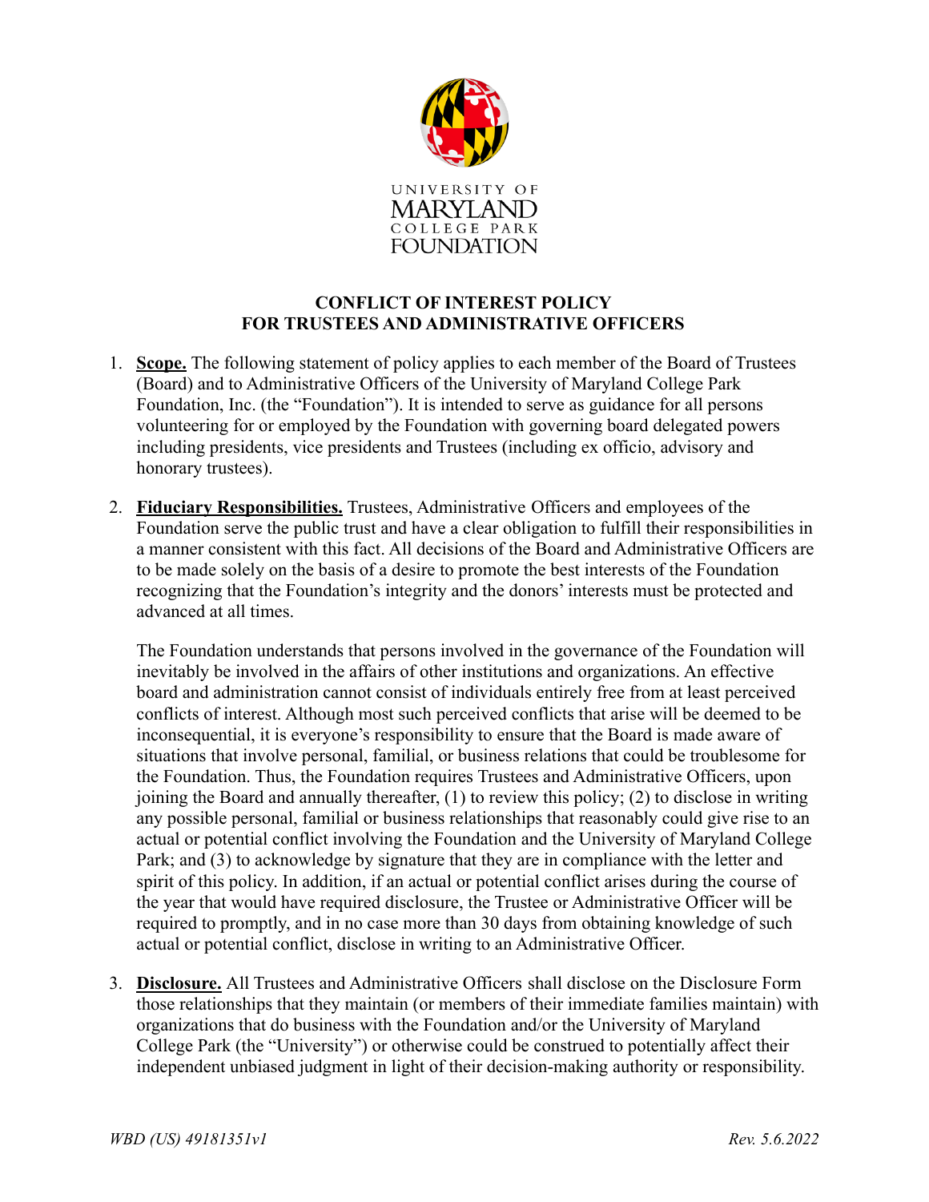UNIVERSITY OF MARYLAND COLLEGE PARK FOUNDATION

# CONFLICT OF INTEREST POLICY FOR TRUSTEES AND ADMINISTRATIVE OFFICERS

1. **Scope.** The following statement of policy applies to each member of the Board of Trustees (Board) and to Administrative Officers of the University of Maryland College Park Foundation, Inc. (the "Foundation"). It is intended to serve as guidance for all persons volunteering for or employed by the Foundation with governing board delegated powers including presidents, vice presidents and Trustees (including ex officio, advisory and honorary trustees).

2. **Fiduciary Responsibilities.** Trustees, Administrative Officers and employees of the Foundation serve the public trust and have a clear obligation to fulfill their responsibilities in a manner consistent with this fact. All decisions of the Board and Administrative Officers are to be made solely on the basis of a desire to promote the best interests of the Foundation recognizing that the Foundation's integrity and the donors' interests must be protected and advanced at all times.

   The Foundation understands that persons involved in the governance of the Foundation will inevitably be involved in the affairs of other institutions and organizations. An effective board and administration cannot consist of individuals entirely free from at least perceived conflicts of interest. Although most such perceived conflicts that arise will be deemed to be inconsequential, it is everyone's responsibility to ensure that the Board is made aware of situations that involve personal, familial, or business relations that could be troublesome for the Foundation. Thus, the Foundation requires Trustees and Administrative Officers, upon joining the Board and annually thereafter, (1) to review this policy; (2) to disclose in writing any possible personal, familial or business relationships that reasonably could give rise to an actual or potential conflict involving the Foundation and the University of Maryland College Park; and (3) to acknowledge by signature that they are in compliance with the letter and spirit of this policy. In addition, if an actual or potential conflict arises during the course of the year that would have required disclosure, the Trustee or Administrative Officer will be required to promptly, and in no case more than 30 days from obtaining knowledge of such actual or potential conflict, disclose in writing to an Administrative Officer.

3. **Disclosure.** All Trustees and Administrative Officers shall disclose on the Disclosure Form those relationships that they maintain (or members of their immediate families maintain) with organizations that do business with the Foundation and/or the University of Maryland College Park (the "University") or otherwise could be construed to potentially affect their independent unbiased judgment in light of their decision-making authority or responsibility.

*WBD (US) 49181351v1* *Rev. 5.6.2022*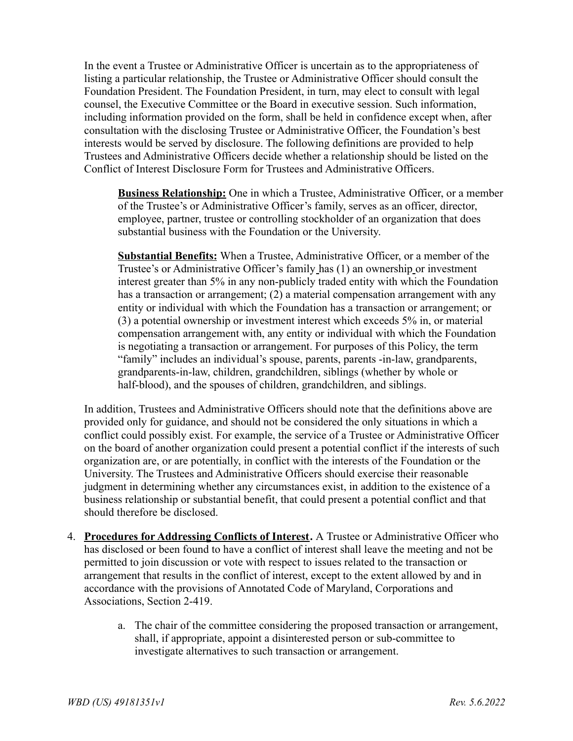In the event a Trustee or Administrative Officer is uncertain as to the appropriateness of listing a particular relationship, the Trustee or Administrative Officer should consult the Foundation President. The Foundation President, in turn, may elect to consult with legal counsel, the Executive Committee or the Board in executive session. Such information, including information provided on the form, shall be held in confidence except when, after consultation with the disclosing Trustee or Administrative Officer, the Foundation's best interests would be served by disclosure. The following definitions are provided to help Trustees and Administrative Officers decide whether a relationship should be listed on the Conflict of Interest Disclosure Form for Trustees and Administrative Officers.

> **Business Relationship:** One in which a Trustee, Administrative Officer, or a member of the Trustee's or Administrative Officer's family, serves as an officer, director, employee, partner, trustee or controlling stockholder of an organization that does substantial business with the Foundation or the University.
>
> **Substantial Benefits:** When a Trustee, Administrative Officer, or a member of the Trustee's or Administrative Officer's family has (1) an ownership or investment interest greater than 5% in any non-publicly traded entity with which the Foundation has a transaction or arrangement; (2) a material compensation arrangement with any entity or individual with which the Foundation has a transaction or arrangement; or (3) a potential ownership or investment interest which exceeds 5% in, or material compensation arrangement with, any entity or individual with which the Foundation is negotiating a transaction or arrangement. For purposes of this Policy, the term "family" includes an individual's spouse, parents, parents -in-law, grandparents, grandparents-in-law, children, grandchildren, siblings (whether by whole or half-blood), and the spouses of children, grandchildren, and siblings.

In addition, Trustees and Administrative Officers should note that the definitions above are provided only for guidance, and should not be considered the only situations in which a conflict could possibly exist. For example, the service of a Trustee or Administrative Officer on the board of another organization could present a potential conflict if the interests of such organization are, or are potentially, in conflict with the interests of the Foundation or the University. The Trustees and Administrative Officers should exercise their reasonable judgment in determining whether any circumstances exist, in addition to the existence of a business relationship or substantial benefit, that could present a potential conflict and that should therefore be disclosed.

4. **Procedures for Addressing Conflicts of Interest.** A Trustee or Administrative Officer who has disclosed or been found to have a conflict of interest shall leave the meeting and not be permitted to join discussion or vote with respect to issues related to the transaction or arrangement that results in the conflict of interest, except to the extent allowed by and in accordance with the provisions of Annotated Code of Maryland, Corporations and Associations, Section 2-419.

    a. The chair of the committee considering the proposed transaction or arrangement, shall, if appropriate, appoint a disinterested person or sub-committee to investigate alternatives to such transaction or arrangement.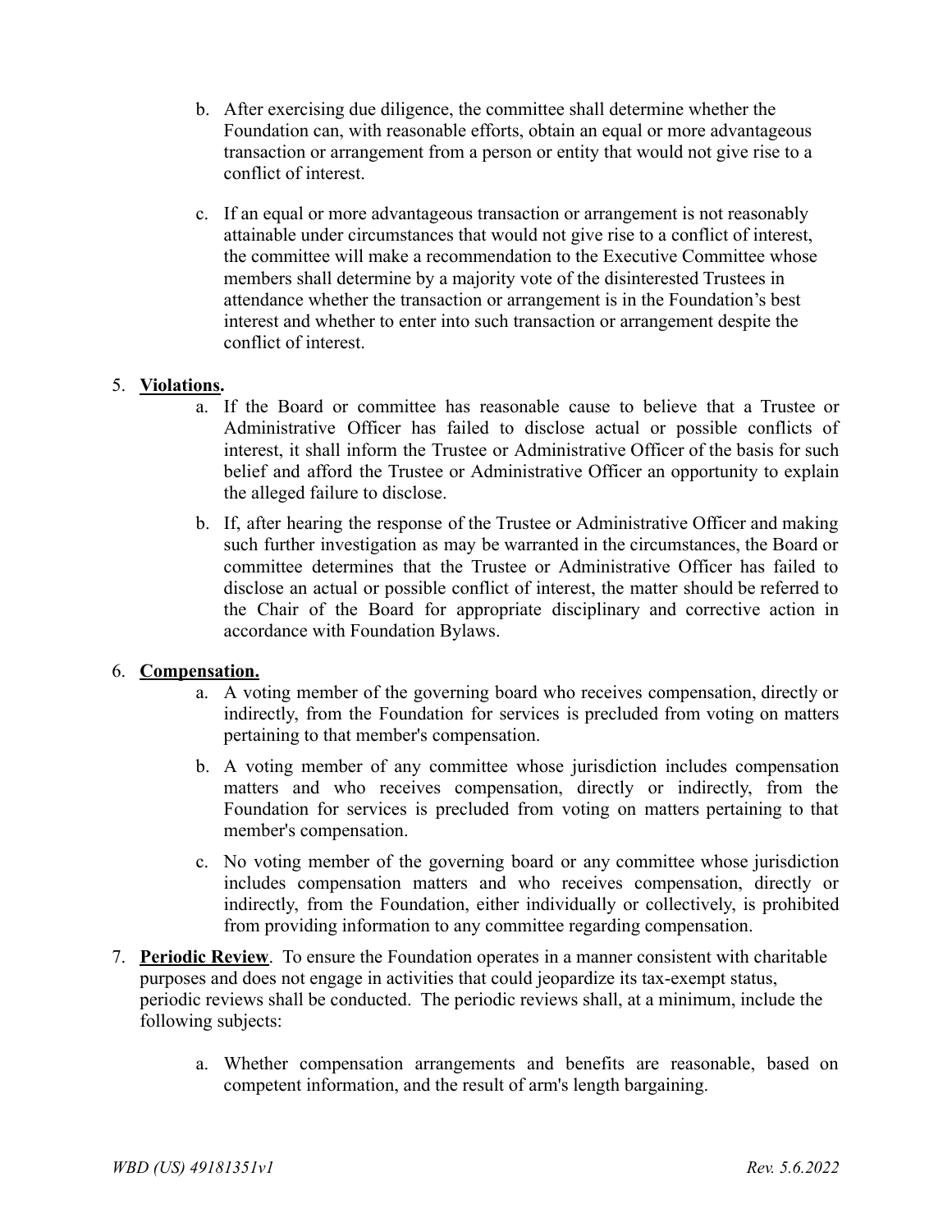b. After exercising due diligence, the committee shall determine whether the Foundation can, with reasonable efforts, obtain an equal or more advantageous transaction or arrangement from a person or entity that would not give rise to a conflict of interest.

c. If an equal or more advantageous transaction or arrangement is not reasonably attainable under circumstances that would not give rise to a conflict of interest, the committee will make a recommendation to the Executive Committee whose members shall determine by a majority vote of the disinterested Trustees in attendance whether the transaction or arrangement is in the Foundation's best interest and whether to enter into such transaction or arrangement despite the conflict of interest.

5. **Violations.**

   a. If the Board or committee has reasonable cause to believe that a Trustee or Administrative Officer has failed to disclose actual or possible conflicts of interest, it shall inform the Trustee or Administrative Officer of the basis for such belief and afford the Trustee or Administrative Officer an opportunity to explain the alleged failure to disclose.

   b. If, after hearing the response of the Trustee or Administrative Officer and making such further investigation as may be warranted in the circumstances, the Board or committee determines that the Trustee or Administrative Officer has failed to disclose an actual or possible conflict of interest, the matter should be referred to the Chair of the Board for appropriate disciplinary and corrective action in accordance with Foundation Bylaws.

6. **Compensation.**

   a. A voting member of the governing board who receives compensation, directly or indirectly, from the Foundation for services is precluded from voting on matters pertaining to that member's compensation.

   b. A voting member of any committee whose jurisdiction includes compensation matters and who receives compensation, directly or indirectly, from the Foundation for services is precluded from voting on matters pertaining to that member's compensation.

   c. No voting member of the governing board or any committee whose jurisdiction includes compensation matters and who receives compensation, directly or indirectly, from the Foundation, either individually or collectively, is prohibited from providing information to any committee regarding compensation.

7. **Periodic Review**. To ensure the Foundation operates in a manner consistent with charitable purposes and does not engage in activities that could jeopardize its tax-exempt status, periodic reviews shall be conducted. The periodic reviews shall, at a minimum, include the following subjects:

   a. Whether compensation arrangements and benefits are reasonable, based on competent information, and the result of arm's length bargaining.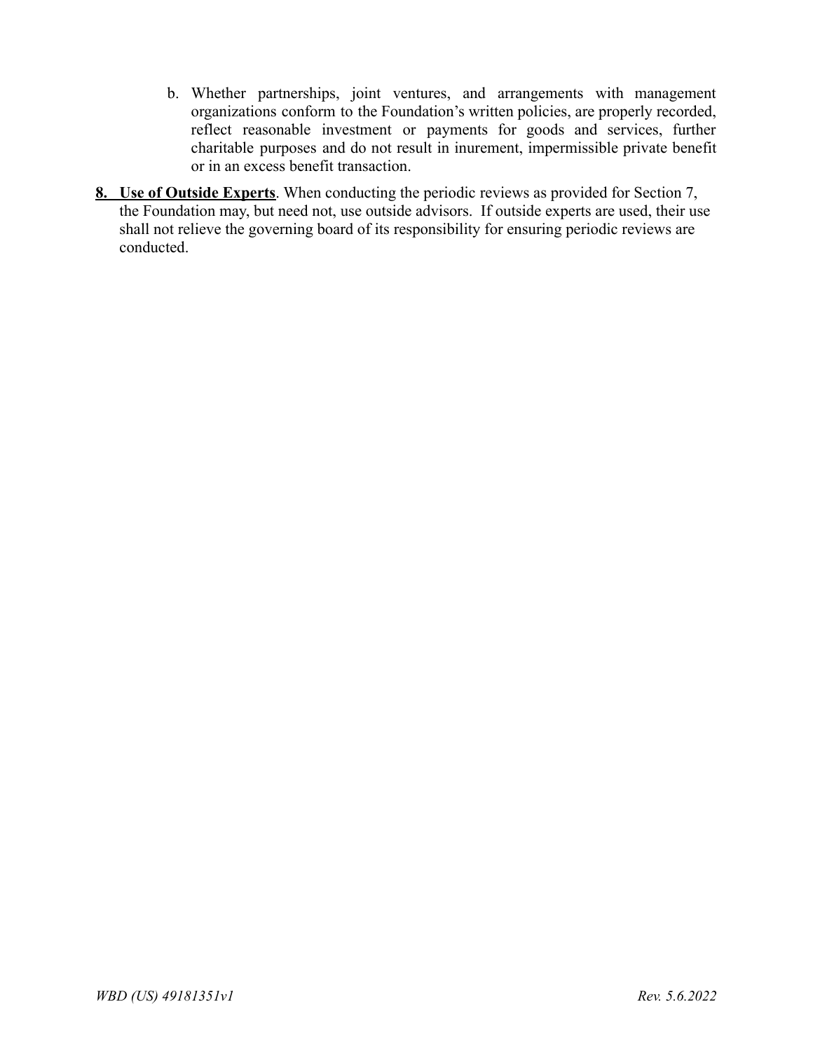b. Whether partnerships, joint ventures, and arrangements with management organizations conform to the Foundation's written policies, are properly recorded, reflect reasonable investment or payments for goods and services, further charitable purposes and do not result in inurement, impermissible private benefit or in an excess benefit transaction.

**8. Use of Outside Experts**. When conducting the periodic reviews as provided for Section 7, the Foundation may, but need not, use outside advisors. If outside experts are used, their use shall not relieve the governing board of its responsibility for ensuring periodic reviews are conducted.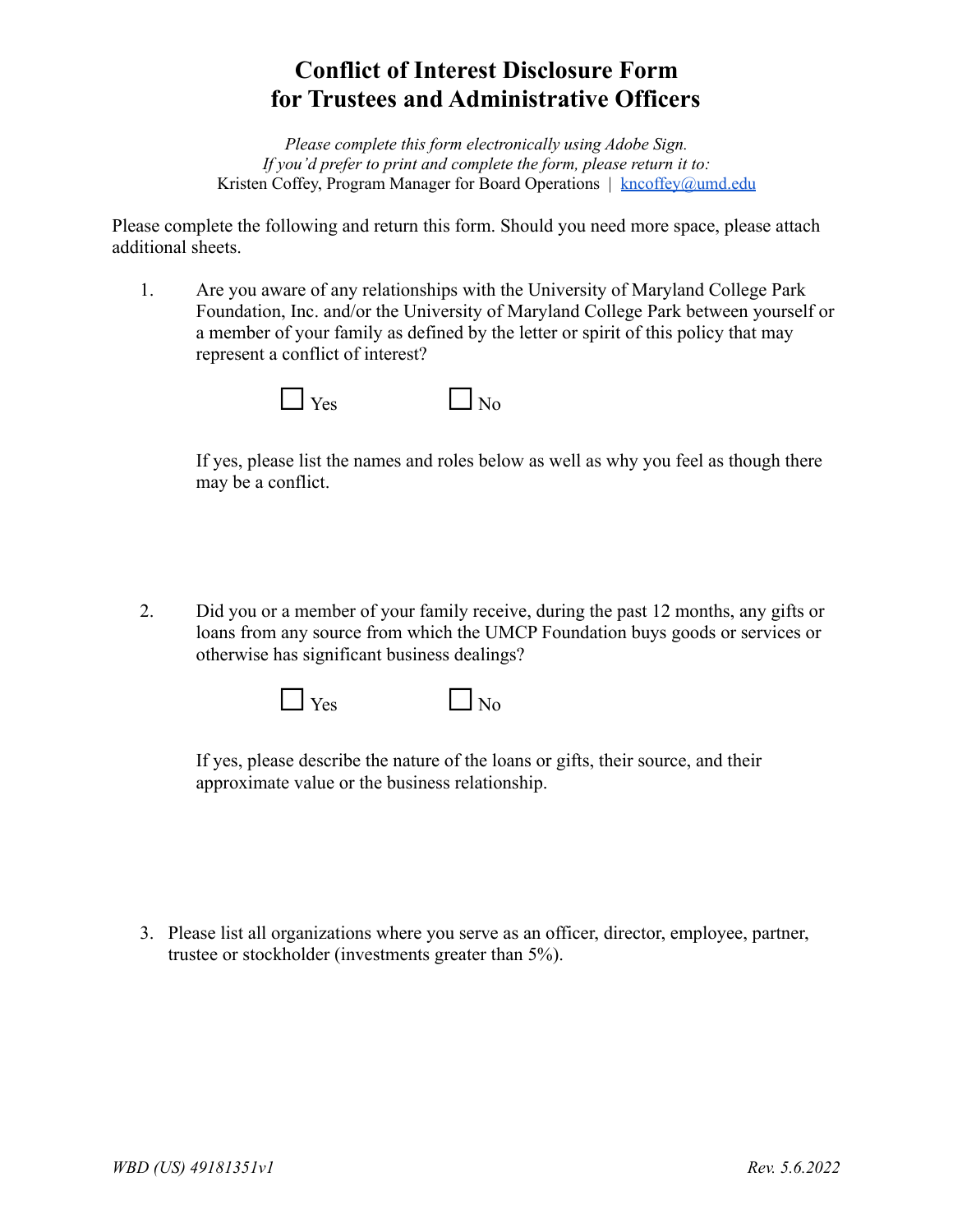# Conflict of Interest Disclosure Form for Trustees and Administrative Officers

*Please complete this form electronically using Adobe Sign.*
*If you'd prefer to print and complete the form, please return it to:*
Kristen Coffey, Program Manager for Board Operations | [kncoffey@umd.edu](mailto:kncoffey@umd.edu)

Please complete the following and return this form. Should you need more space, please attach additional sheets.

1. Are you aware of any relationships with the University of Maryland College Park Foundation, Inc. and/or the University of Maryland College Park between yourself or a member of your family as defined by the letter or spirit of this policy that may represent a conflict of interest?

   ☐ Yes ☐ No

   If yes, please list the names and roles below as well as why you feel as though there may be a conflict.

2. Did you or a member of your family receive, during the past 12 months, any gifts or loans from any source from which the UMCP Foundation buys goods or services or otherwise has significant business dealings?

   ☐ Yes ☐ No

   If yes, please describe the nature of the loans or gifts, their source, and their approximate value or the business relationship.

3. Please list all organizations where you serve as an officer, director, employee, partner, trustee or stockholder (investments greater than 5%).

WBD (US) 49181351v1 Rev. 5.6.2022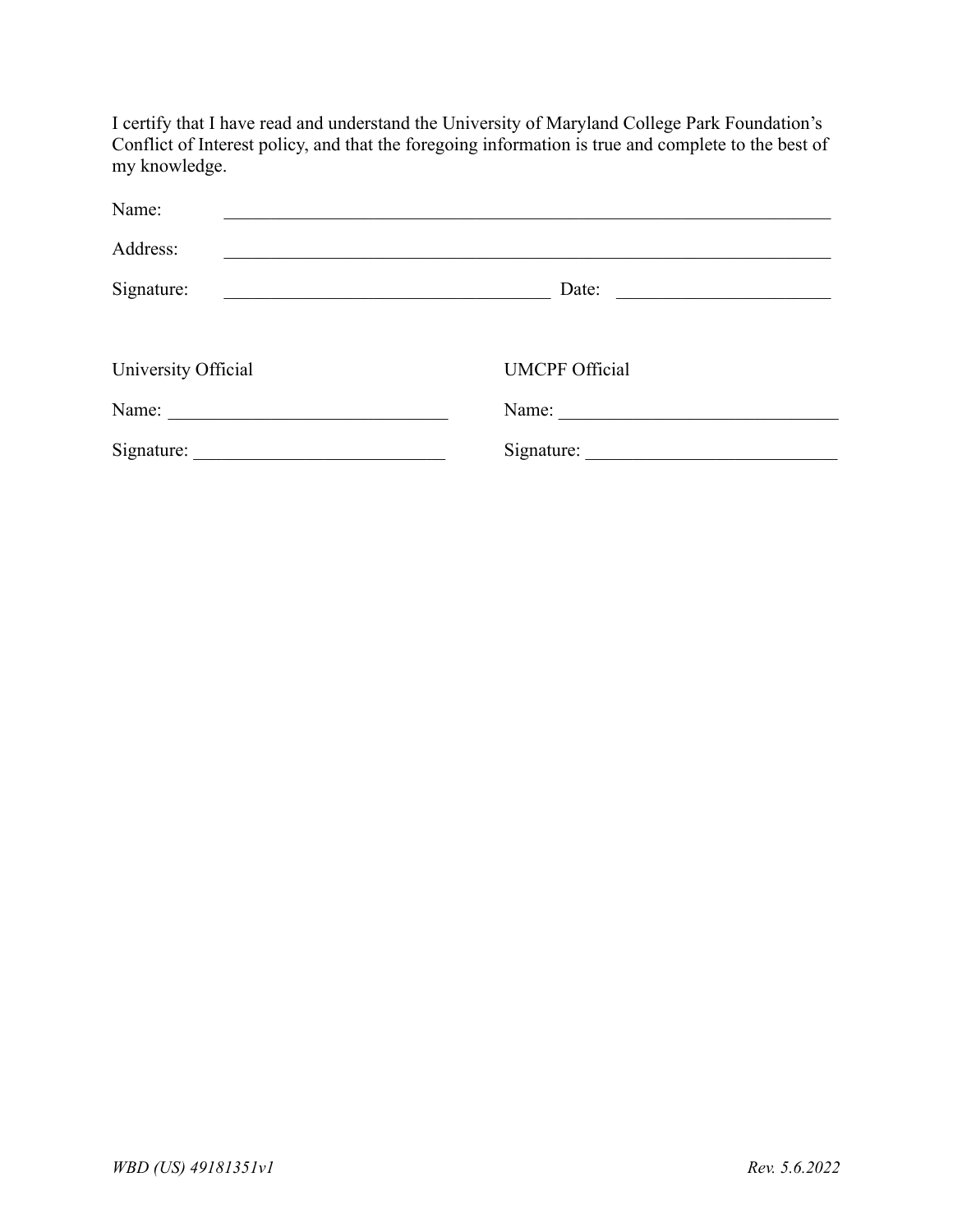I certify that I have read and understand the University of Maryland College Park Foundation's Conflict of Interest policy, and that the foregoing information is true and complete to the best of my knowledge.

Name: ______________________________________________________________________

Address: ______________________________________________________________________

Signature: _____________________________________ Date: ________________________

University Official

Name: _______________________________

Signature: ___________________________

UMCPF Official

Name: _______________________________

Signature: ___________________________

*WBD (US) 49181351v1* *Rev. 5.6.2022*